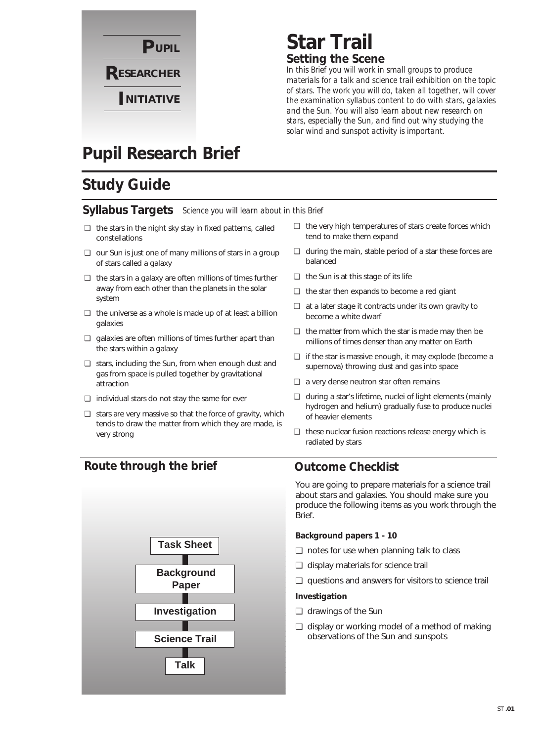**PUPIL**

**RESEARCHER**

**INITIATIVE**

# Star Trail

## Setting the Scene

*In this Brief you will work in small groups to produce materials for a talk and science trail exhibition on the topic of stars. The work you will do, taken all together, will cover the examination syllabus content to do with stars, galaxies and the Sun. You will also learn about new research on stars, especially the Sun, and find out why studying the solar wind and sunspot activity is important.*

# Pupil Research Brief

## Study Guide

### Syllabus Targets *Science you will learn about in this Brief*

- ❑ the stars in the night sky stay in fixed patterns, called constellations
- ❑ our Sun is just one of many millions of stars in a group of stars called a galaxy
- ❑ the stars in a galaxy are often millions of times further away from each other than the planets in the solar system
- ❑ the universe as a whole is made up of at least a billion galaxies
- ❑ galaxies are often millions of times further apart than the stars within a galaxy
- ❑ stars, including the Sun, from when enough dust and gas from space is pulled together by gravitational attraction
- ❑ individual stars do not stay the same for ever
- ❑ stars are very massive so that the force of gravity, which tends to draw the matter from which they are made, is very strong
- ❑ the very high temperatures of stars create forces which tend to make them expand
- ❑ during the main, stable period of a star these forces are balanced
- ❑ the Sun is at this stage of its life
- ❑ the star then expands to become a red giant
- ❑ at a later stage it contracts under its own gravity to become a white dwarf
- ❑ the matter from which the star is made may then be millions of times denser than any matter on Earth
- ❑ if the star is massive enough, it may explode (become a supernova) throwing dust and gas into space
- ❑ a very dense neutron star often remains
- ❑ during a star's lifetime, nuclei of light elements (mainly hydrogen and helium) gradually fuse to produce nuclei of heavier elements
- ❑ these nuclear fusion reactions release energy which is radiated by stars

### Route through the brief

Task Sheet → Background Paper → Investigation → Science Trail → Talk

### Outcome Checklist

You are going to prepare materials for a science trail about stars and galaxies. You should make sure you produce the following items as you work through the Brief.

**Background papers 1 - 10**

- ❑ notes for use when planning talk to class
- ❑ display materials for science trail
- ❑ questions and answers for visitors to science trail

**Investigation**

- ❑ drawings of the Sun
- ❑ display or working model of a method of making observations of the Sun and sunspots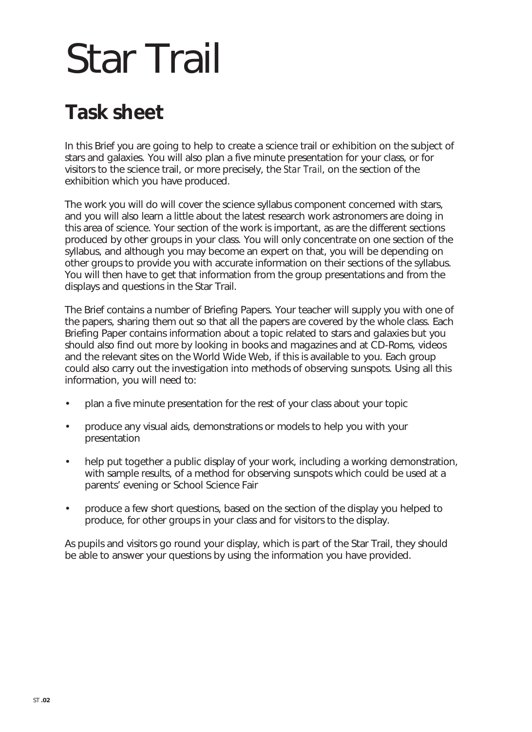# Star Trail

## Task sheet

In this Brief you are going to help to create a science trail or exhibition on the subject of stars and galaxies. You will also plan a five minute presentation for your class, or for visitors to the science trail, or more precisely, the *Star Trail*, on the section of the exhibition which you have produced.

The work you will do will cover the science syllabus component concerned with stars, and you will also learn a little about the latest research work astronomers are doing in this area of science. Your section of the work is important, as are the different sections produced by other groups in your class. You will only concentrate on one section of the syllabus, and although you may become an expert on that, you will be depending on other groups to provide you with accurate information on their sections of the syllabus. You will then have to get that information from the group presentations and from the displays and questions in the Star Trail.

The Brief contains a number of Briefing Papers. Your teacher will supply you with one of the papers, sharing them out so that all the papers are covered by the whole class. Each Briefing Paper contains information about a topic related to stars and galaxies but you should also find out more by looking in books and magazines and at CD-Roms, videos and the relevant sites on the World Wide Web, if this is available to you. Each group could also carry out the investigation into methods of observing sunspots. Using all this information, you will need to:

- plan a five minute presentation for the rest of your class about your topic
- produce any visual aids, demonstrations or models to help you with your presentation
- help put together a public display of your work, including a working demonstration, with sample results, of a method for observing sunspots which could be used at a parents' evening or School Science Fair
- produce a few short questions, based on the section of the display you helped to produce, for other groups in your class and for visitors to the display.

As pupils and visitors go round your display, which is part of the Star Trail, they should be able to answer your questions by using the information you have provided.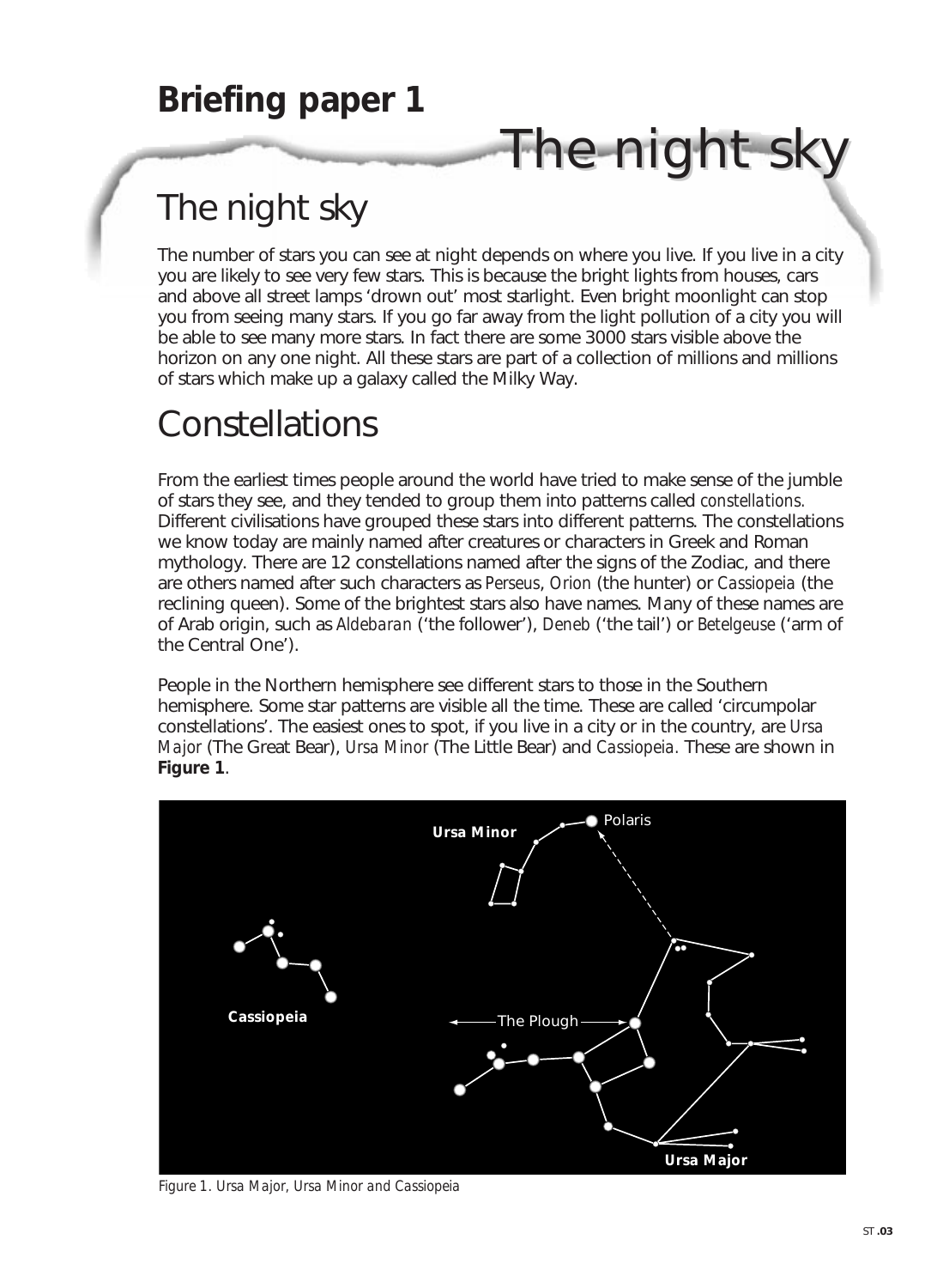# Briefing paper 1

# The night sky

## The night sky

The number of stars you can see at night depends on where you live. If you live in a city you are likely to see very few stars. This is because the bright lights from houses, cars and above all street lamps 'drown out' most starlight. Even bright moonlight can stop you from seeing many stars. If you go far away from the light pollution of a city you will be able to see many more stars. In fact there are some 3000 stars visible above the horizon on any one night. All these stars are part of a collection of millions and millions of stars which make up a galaxy called the Milky Way.

## Constellations

From the earliest times people around the world have tried to make sense of the jumble of stars they see, and they tended to group them into patterns called *constellations*. Different civilisations have grouped these stars into different patterns. The constellations we know today are mainly named after creatures or characters in Greek and Roman mythology. There are 12 constellations named after the signs of the Zodiac, and there are others named after such characters as *Perseus*, *Orion* (the hunter) or *Cassiopeia* (the reclining queen). Some of the brightest stars also have names. Many of these names are of Arab origin, such as *Aldebaran* ('the follower'), *Deneb* ('the tail') or *Betelgeuse* ('arm of the Central One').

People in the Northern hemisphere see different stars to those in the Southern hemisphere. Some star patterns are visible all the time. These are called 'circumpolar constellations'. The easiest ones to spot, if you live in a city or in the country, are *Ursa Major* (The Great Bear), *Ursa Minor* (The Little Bear) and *Cassiopeia*. These are shown in **Figure 1**.

*Figure 1. Ursa Major, Ursa Minor and Cassiopeia*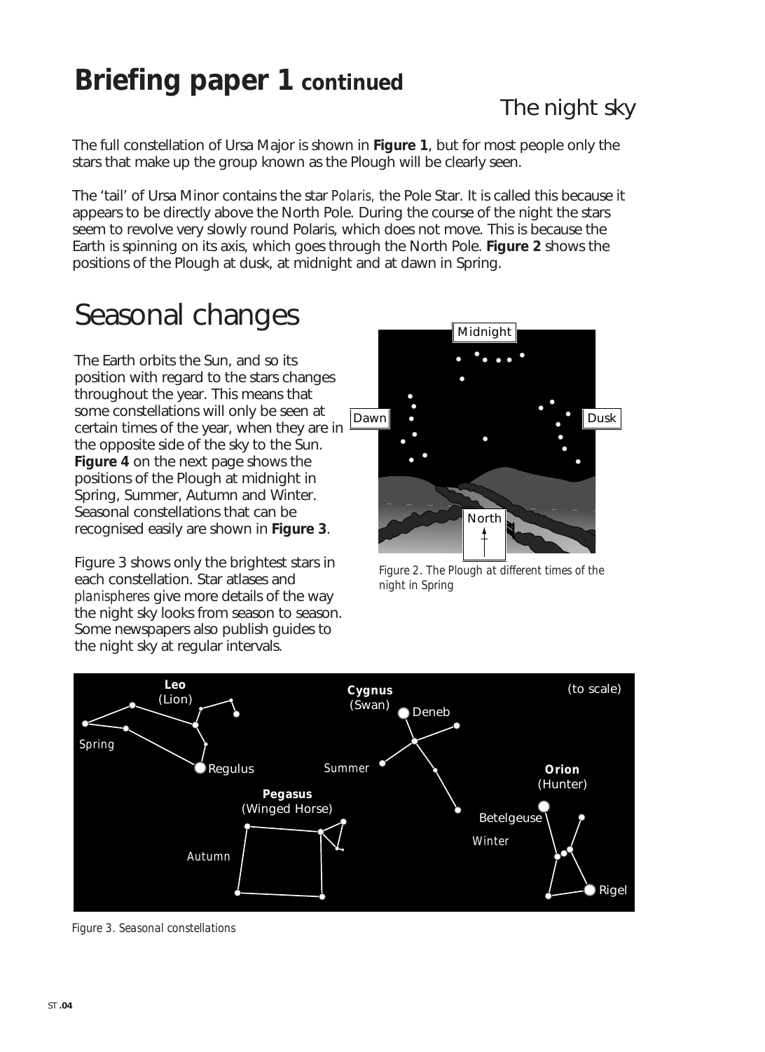# Briefing paper 1 continued

## The night sky

The full constellation of Ursa Major is shown in **Figure 1**, but for most people only the stars that make up the group known as the Plough will be clearly seen.

The 'tail' of Ursa Minor contains the star *Polaris*, the Pole Star. It is called this because it appears to be directly above the North Pole. During the course of the night the stars seem to revolve very slowly round Polaris, which does not move. This is because the Earth is spinning on its axis, which goes through the North Pole. **Figure 2** shows the positions of the Plough at dusk, at midnight and at dawn in Spring.

## Seasonal changes

The Earth orbits the Sun, and so its position with regard to the stars changes throughout the year. This means that some constellations will only be seen at certain times of the year, when they are in the opposite side of the sky to the Sun. **Figure 4** on the next page shows the positions of the Plough at midnight in Spring, Summer, Autumn and Winter. Seasonal constellations that can be recognised easily are shown in **Figure 3**.

Figure 3 shows only the brightest stars in each constellation. Star atlases and *planispheres* give more details of the way the night sky looks from season to season. Some newspapers also publish guides to the night sky at regular intervals.

*Figure 2. The Plough at different times of the night in Spring*

*Figure 3. Seasonal constellations*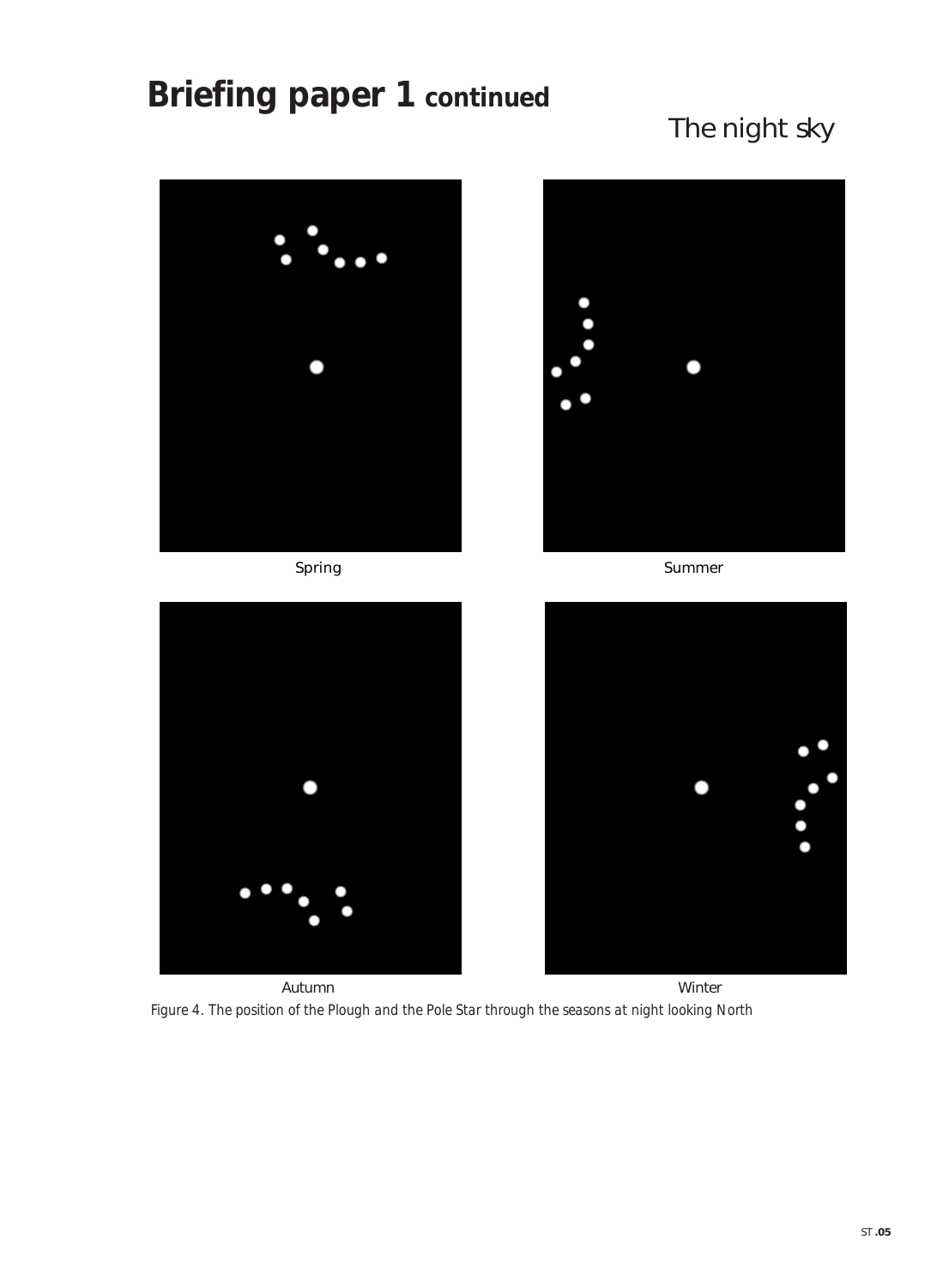# Briefing paper 1 continued

The night sky

Spring

Summer

Autumn

Winter

*Figure 4. The position of the Plough and the Pole Star through the seasons at night looking North*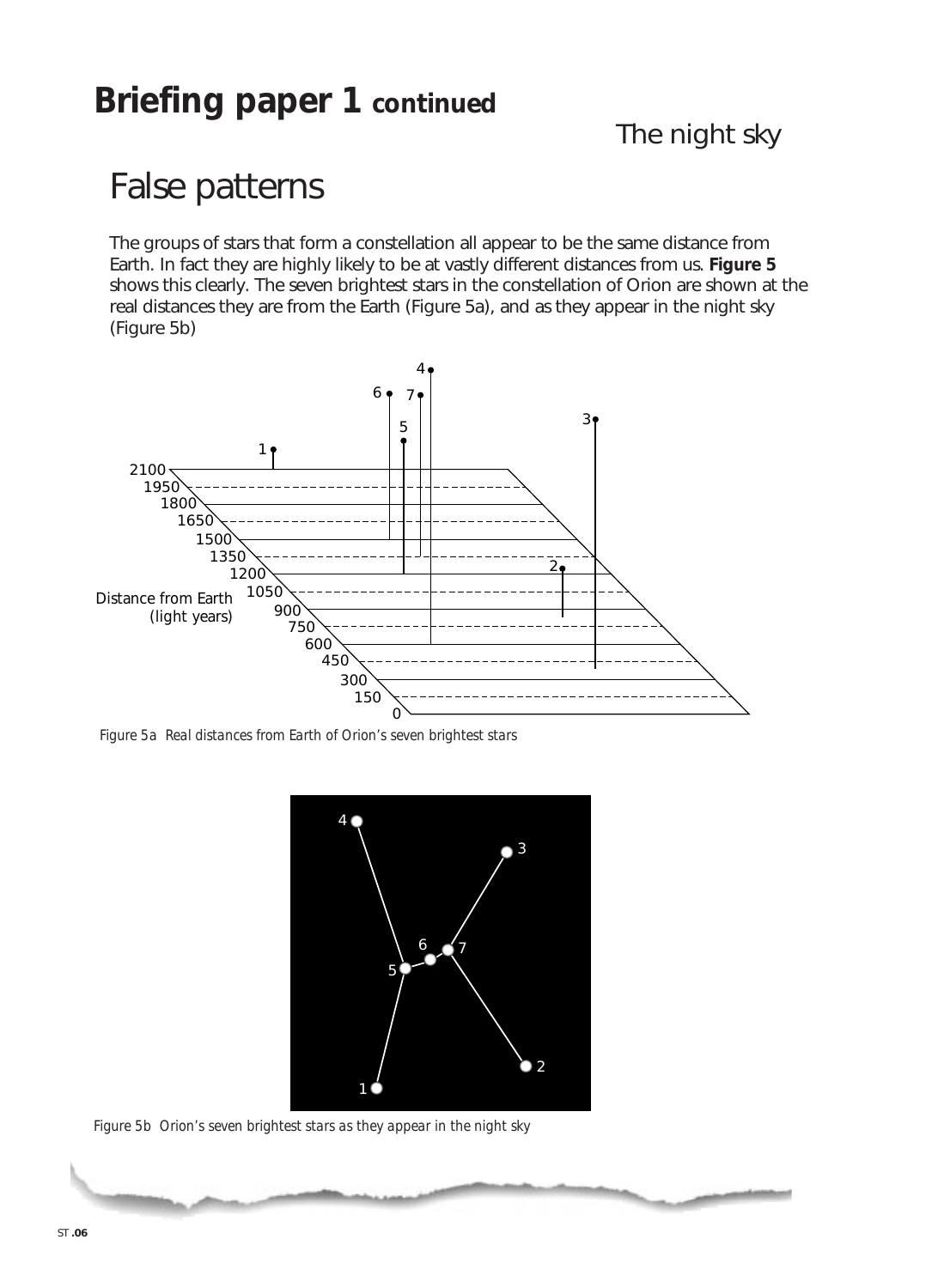# Briefing paper 1 continued

The night sky

## False patterns

The groups of stars that form a constellation all appear to be the same distance from Earth. In fact they are highly likely to be at vastly different distances from us. **Figure 5** shows this clearly. The seven brightest stars in the constellation of Orion are shown at the real distances they are from the Earth (Figure 5a), and as they appear in the night sky (Figure 5b)

*Figure 5a Real distances from Earth of Orion's seven brightest stars*

*Figure 5b Orion's seven brightest stars as they appear in the night sky*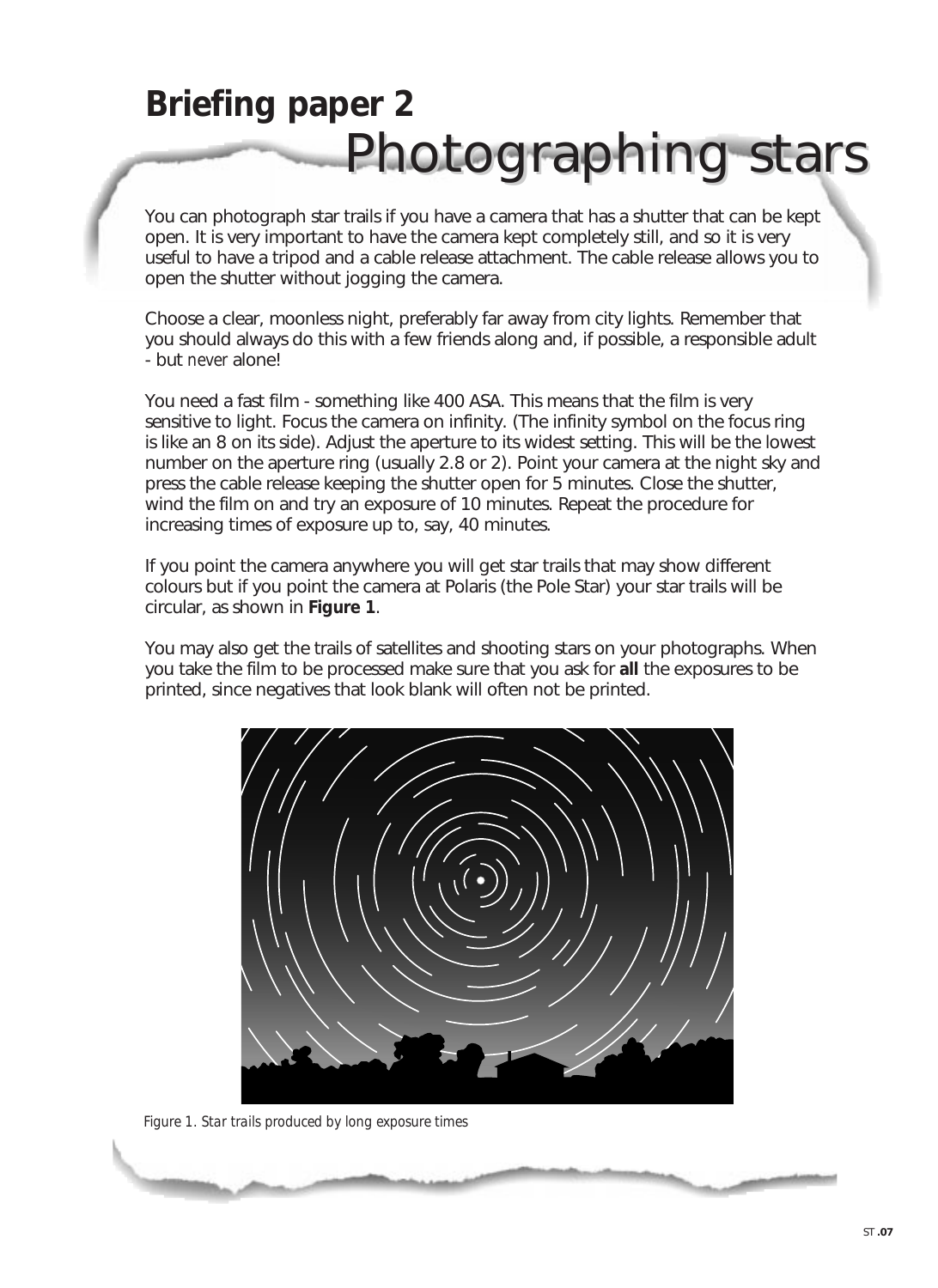# Briefing paper 2

## Photographing stars

You can photograph star trails if you have a camera that has a shutter that can be kept open. It is very important to have the camera kept completely still, and so it is very useful to have a tripod and a cable release attachment. The cable release allows you to open the shutter without jogging the camera.

Choose a clear, moonless night, preferably far away from city lights. Remember that you should always do this with a few friends along and, if possible, a responsible adult - but *never* alone!

You need a fast film - something like 400 ASA. This means that the film is very sensitive to light. Focus the camera on infinity. (The infinity symbol on the focus ring is like an 8 on its side). Adjust the aperture to its widest setting. This will be the lowest number on the aperture ring (usually 2.8 or 2). Point your camera at the night sky and press the cable release keeping the shutter open for 5 minutes. Close the shutter, wind the film on and try an exposure of 10 minutes. Repeat the procedure for increasing times of exposure up to, say, 40 minutes.

If you point the camera anywhere you will get star trails that may show different colours but if you point the camera at Polaris (the Pole Star) your star trails will be circular, as shown in **Figure 1**.

You may also get the trails of satellites and shooting stars on your photographs. When you take the film to be processed make sure that you ask for **all** the exposures to be printed, since negatives that look blank will often not be printed.

*Figure 1. Star trails produced by long exposure times*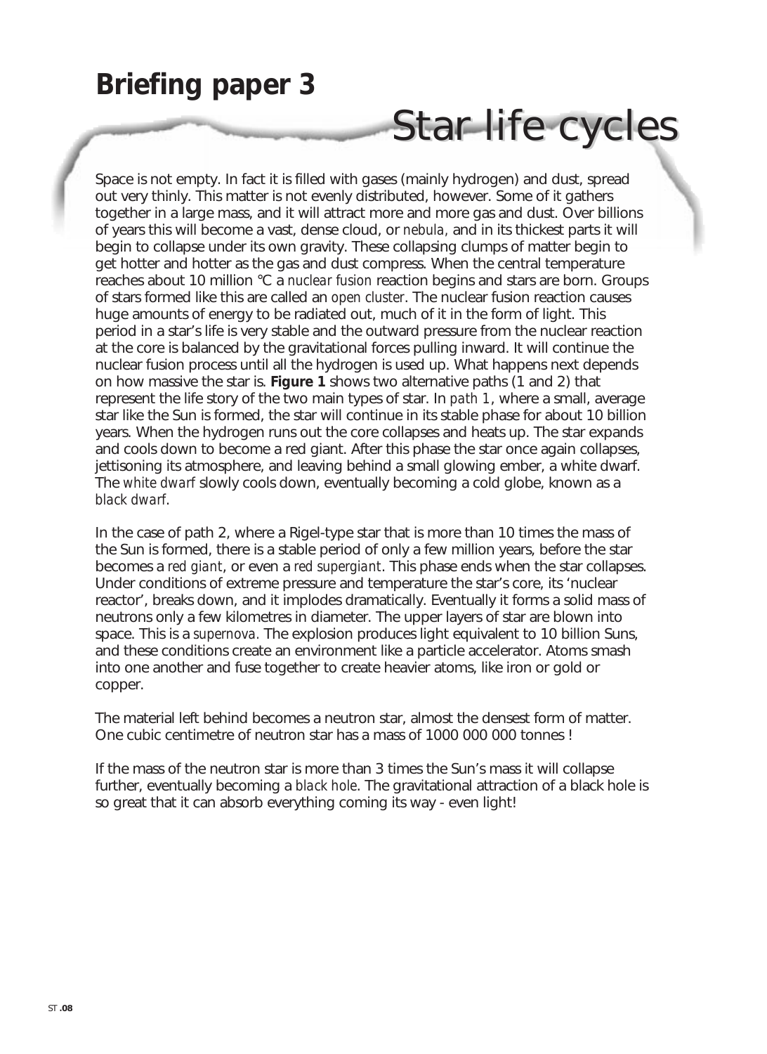# Briefing paper 3

## Star life cycles

Space is not empty. In fact it is filled with gases (mainly hydrogen) and dust, spread out very thinly. This matter is not evenly distributed, however. Some of it gathers together in a large mass, and it will attract more and more gas and dust. Over billions of years this will become a vast, dense cloud, or *nebula*, and in its thickest parts it will begin to collapse under its own gravity. These collapsing clumps of matter begin to get hotter and hotter as the gas and dust compress. When the central temperature reaches about 10 million °C a *nuclear fusion* reaction begins and stars are born. Groups of stars formed like this are called an *open cluster*. The nuclear fusion reaction causes huge amounts of energy to be radiated out, much of it in the form of light. This period in a star's life is very stable and the outward pressure from the nuclear reaction at the core is balanced by the gravitational forces pulling inward. It will continue the nuclear fusion process until all the hydrogen is used up. What happens next depends on how massive the star is. **Figure 1** shows two alternative paths (1 and 2) that represent the life story of the two main types of star. In *path 1*, where a small, average star like the Sun is formed, the star will continue in its stable phase for about 10 billion years. When the hydrogen runs out the core collapses and heats up. The star expands and cools down to become a red giant. After this phase the star once again collapses, jettisoning its atmosphere, and leaving behind a small glowing ember, a white dwarf. The *white dwarf* slowly cools down, eventually becoming a cold globe, known as a *black dwarf*.

In the case of path 2, where a Rigel-type star that is more than 10 times the mass of the Sun is formed, there is a stable period of only a few million years, before the star becomes a *red giant*, or even a *red supergiant*. This phase ends when the star collapses. Under conditions of extreme pressure and temperature the star's core, its 'nuclear reactor', breaks down, and it implodes dramatically. Eventually it forms a solid mass of neutrons only a few kilometres in diameter. The upper layers of star are blown into space. This is a *supernova*. The explosion produces light equivalent to 10 billion Suns, and these conditions create an environment like a particle accelerator. Atoms smash into one another and fuse together to create heavier atoms, like iron or gold or copper.

The material left behind becomes a neutron star, almost the densest form of matter. One cubic centimetre of neutron star has a mass of 1000 000 000 tonnes !

If the mass of the neutron star is more than 3 times the Sun's mass it will collapse further, eventually becoming a *black hole*. The gravitational attraction of a black hole is so great that it can absorb everything coming its way - even light!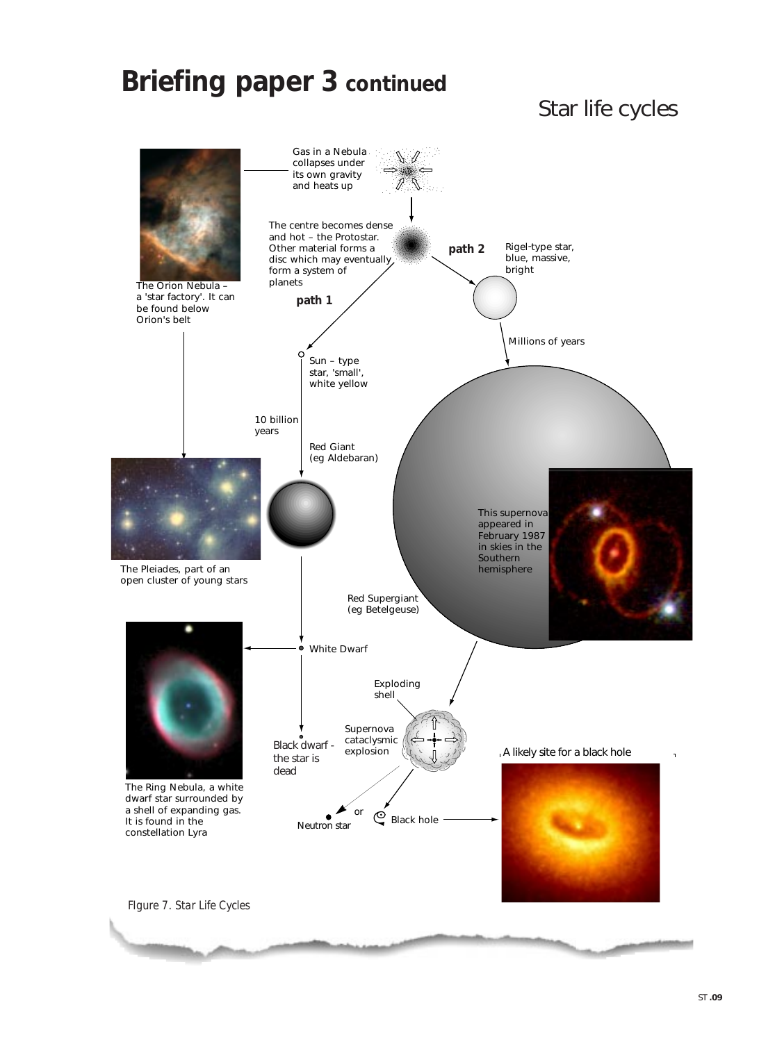# Briefing paper 3 continued

## Star life cycles

Gas in a Nebula collapses under its own gravity and heats up

The Orion Nebula – a 'star factory'. It can be found below Orion's belt

The centre becomes dense and hot – the Protostar. Other material forms a disc which may eventually form a system of planets

path 1

path 2

Rigel-type star, blue, massive, bright

Millions of years

Sun – type star, 'small', white yellow

10 billion years

Red Giant (eg Aldebaran)

The Pleiades, part of an open cluster of young stars

This supernova appeared in February 1987 in skies in the Southern hemisphere

Red Supergiant (eg Betelgeuse)

White Dwarf

The Ring Nebula, a white dwarf star surrounded by a shell of expanding gas. It is found in the constellation Lyra

Exploding shell

Supernova cataclysmic explosion

Black dwarf - the star is dead

A likely site for a black hole

Neutron star or Black hole

*Figure 7. Star Life Cycles*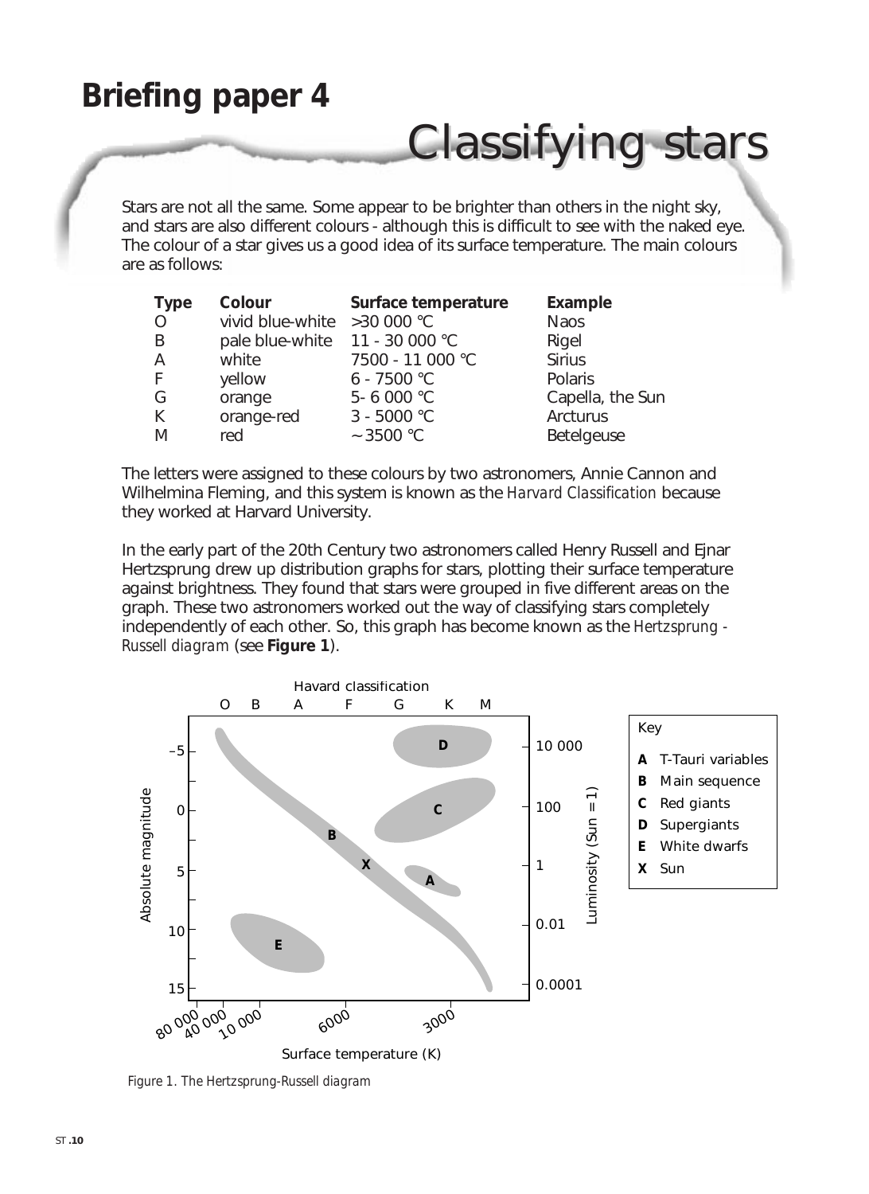# Briefing paper 4

## Classifying stars

Stars are not all the same. Some appear to be brighter than others in the night sky, and stars are also different colours - although this is difficult to see with the naked eye. The colour of a star gives us a good idea of its surface temperature. The main colours are as follows:

| Type | Colour | Surface temperature | Example |
|---|---|---|---|
| O | vivid blue-white | >30 000 °C | Naos |
| B | pale blue-white | 11 - 30 000 °C | Rigel |
| A | white | 7500 - 11 000 °C | Sirius |
| F | yellow | 6 - 7500 °C | Polaris |
| G | orange | 5- 6 000 °C | Capella, the Sun |
| K | orange-red | 3 - 5000 °C | Arcturus |
| M | red | ~ 3500 °C | Betelgeuse |

The letters were assigned to these colours by two astronomers, Annie Cannon and Wilhelmina Fleming, and this system is known as the *Harvard Classification* because they worked at Harvard University.

In the early part of the 20th Century two astronomers called Henry Russell and Ejnar Hertzsprung drew up distribution graphs for stars, plotting their surface temperature against brightness. They found that stars were grouped in five different areas on the graph. These two astronomers worked out the way of classifying stars completely independently of each other. So, this graph has become known as the *Hertzsprung - Russell diagram* (see **Figure 1**).

Key

- **A** T-Tauri variables
- **B** Main sequence
- **C** Red giants
- **D** Supergiants
- **E** White dwarfs
- **X** Sun

*Figure 1. The Hertzsprung-Russell diagram*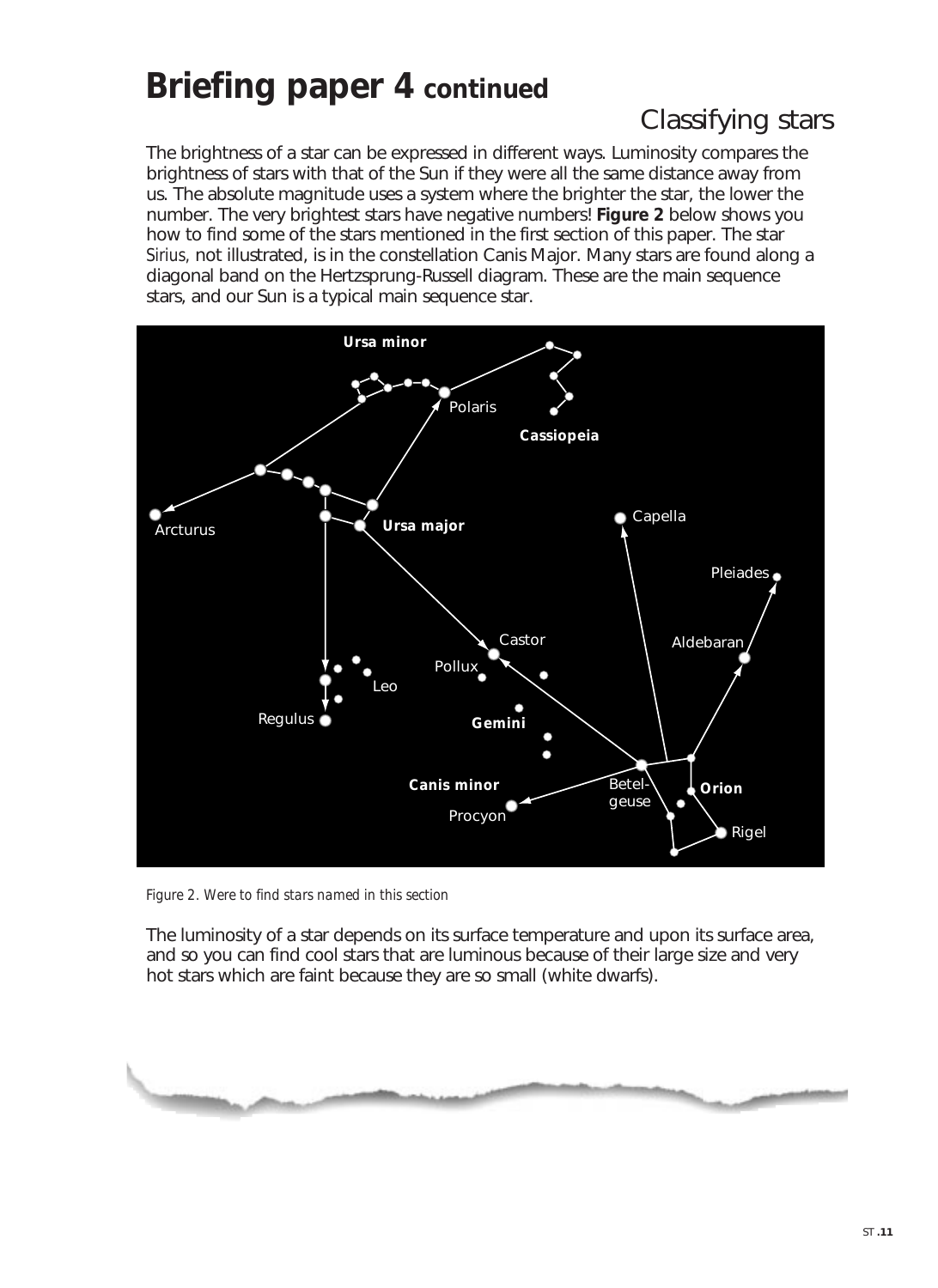# Briefing paper 4 continued

## Classifying stars

The brightness of a star can be expressed in different ways. Luminosity compares the brightness of stars with that of the Sun if they were all the same distance away from us. The absolute magnitude uses a system where the brighter the star, the lower the number. The very brightest stars have negative numbers! **Figure 2** below shows you how to find some of the stars mentioned in the first section of this paper. The star *Sirius,* not illustrated, is in the constellation Canis Major. Many stars are found along a diagonal band on the Hertzsprung-Russell diagram. These are the main sequence stars, and our Sun is a typical main sequence star.

*Figure 2. Were to find stars named in this section*

The luminosity of a star depends on its surface temperature and upon its surface area, and so you can find cool stars that are luminous because of their large size and very hot stars which are faint because they are so small (white dwarfs).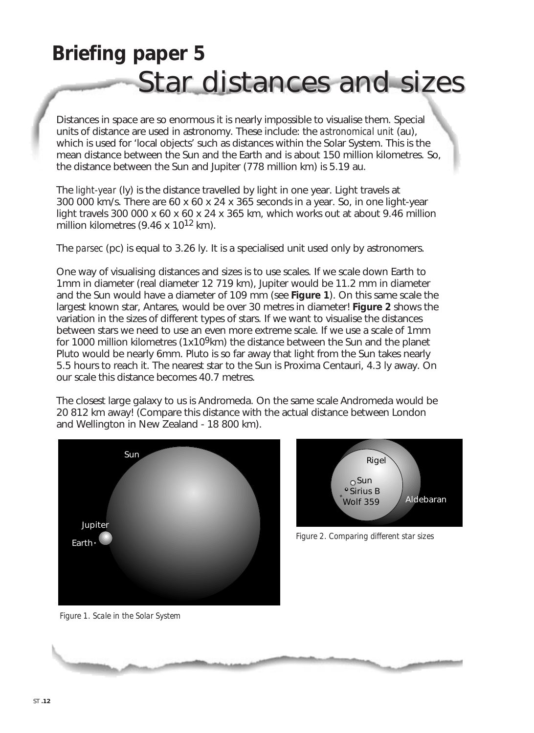# Briefing paper 5

## Star distances and sizes

Distances in space are so enormous it is nearly impossible to visualise them. Special units of distance are used in astronomy. These include: the *astronomical unit* (au), which is used for 'local objects' such as distances within the Solar System. This is the mean distance between the Sun and the Earth and is about 150 million kilometres. So, the distance between the Sun and Jupiter (778 million km) is 5.19 au.

The *light-year* (ly) is the distance travelled by light in one year. Light travels at 300 000 km/s. There are 60 x 60 x 24 x 365 seconds in a year. So, in one light-year light travels 300 000 x 60 x 60 x 24 x 365 km, which works out at about 9.46 million million kilometres ($9.46 \times 10^{12}$ km).

The *parsec* (pc) is equal to 3.26 ly. It is a specialised unit used only by astronomers.

One way of visualising distances and sizes is to use scales. If we scale down Earth to 1mm in diameter (real diameter 12 719 km), Jupiter would be 11.2 mm in diameter and the Sun would have a diameter of 109 mm (see **Figure 1**). On this same scale the largest known star, Antares, would be over 30 metres in diameter! **Figure 2** shows the variation in the sizes of different types of stars. If we want to visualise the distances between stars we need to use an even more extreme scale. If we use a scale of 1mm for 1000 million kilometres ($1 \times 10^9$km) the distance between the Sun and the planet Pluto would be nearly 6mm. Pluto is so far away that light from the Sun takes nearly 5.5 hours to reach it. The nearest star to the Sun is Proxima Centauri, 4.3 ly away. On our scale this distance becomes 40.7 metres.

The closest large galaxy to us is Andromeda. On the same scale Andromeda would be 20 812 km away! (Compare this distance with the actual distance between London and Wellington in New Zealand - 18 800 km).

*Figure 1. Scale in the Solar System*

*Figure 2. Comparing different star sizes*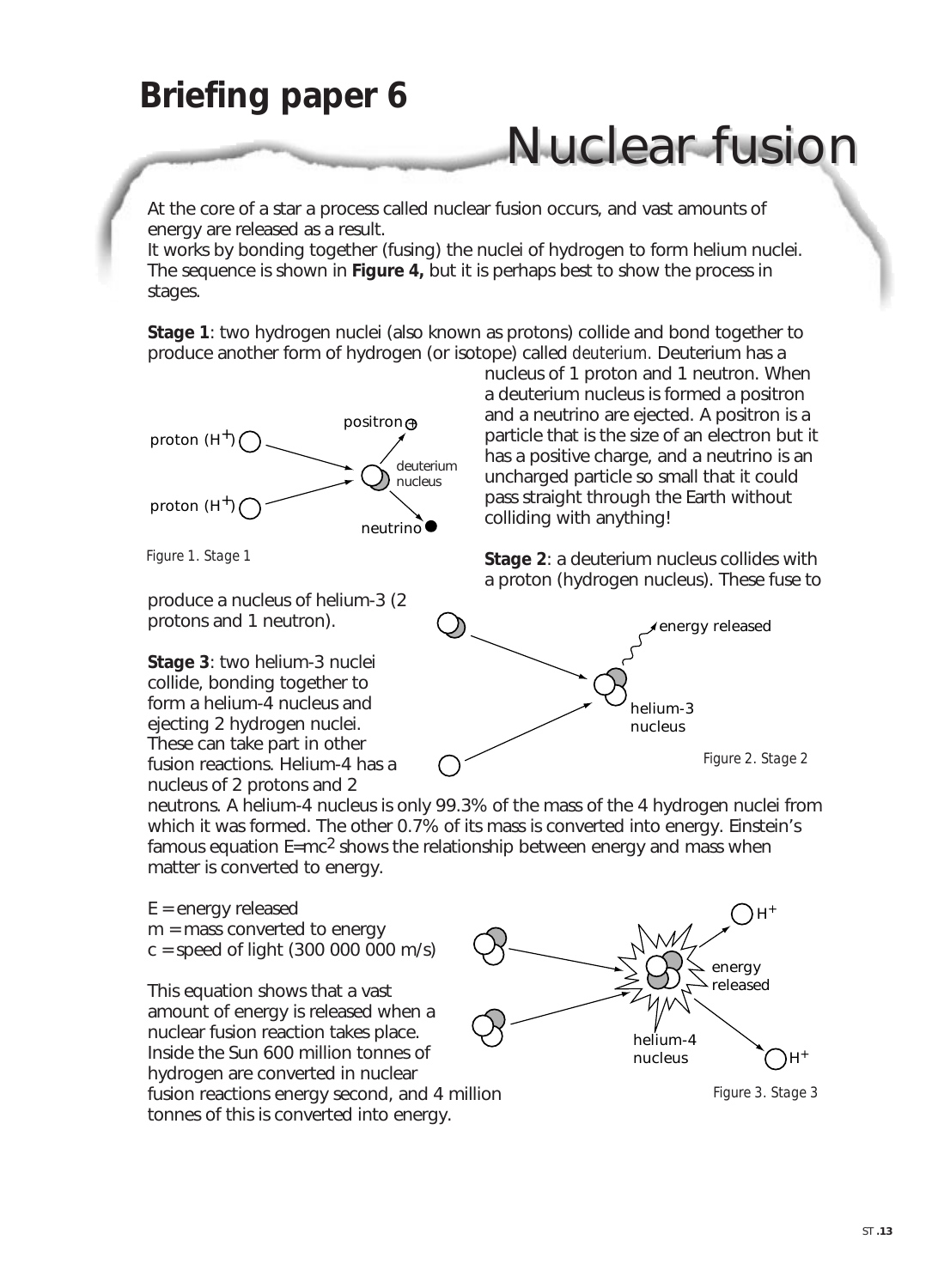# Briefing paper 6

## Nuclear fusion

At the core of a star a process called nuclear fusion occurs, and vast amounts of energy are released as a result.

It works by bonding together (fusing) the nuclei of hydrogen to form helium nuclei. The sequence is shown in **Figure 4,** but it is perhaps best to show the process in stages.

**Stage 1**: two hydrogen nuclei (also known as protons) collide and bond together to produce another form of hydrogen (or isotope) called *deuterium.* Deuterium has a nucleus of 1 proton and 1 neutron. When a deuterium nucleus is formed a positron and a neutrino are ejected. A positron is a particle that is the size of an electron but it has a positive charge, and a neutrino is an uncharged particle so small that it could pass straight through the Earth without colliding with anything!

*Figure 1. Stage 1*

**Stage 2**: a deuterium nucleus collides with a proton (hydrogen nucleus). These fuse to produce a nucleus of helium-3 (2 protons and 1 neutron).

*Figure 2. Stage 2*

**Stage 3**: two helium-3 nuclei collide, bonding together to form a helium-4 nucleus and ejecting 2 hydrogen nuclei. These can take part in other fusion reactions. Helium-4 has a nucleus of 2 protons and 2 neutrons. A helium-4 nucleus is only 99.3% of the mass of the 4 hydrogen nuclei from which it was formed. The other 0.7% of its mass is converted into energy. Einstein's famous equation $E=mc^2$ shows the relationship between energy and mass when matter is converted to energy.

$E$ = energy released
$m$ = mass converted to energy
$c$ = speed of light (300 000 000 m/s)

This equation shows that a vast amount of energy is released when a nuclear fusion reaction takes place. Inside the Sun 600 million tonnes of hydrogen are converted in nuclear fusion reactions energy second, and 4 million tonnes of this is converted into energy.

*Figure 3. Stage 3*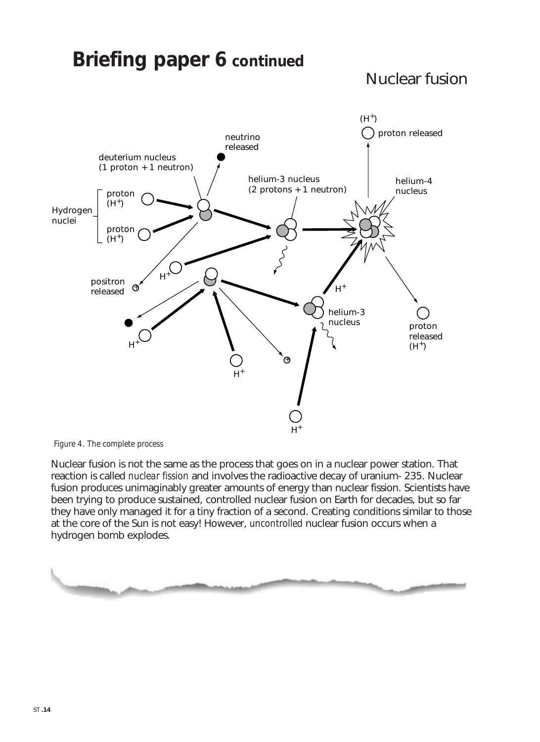# Briefing paper 6 continued

## Nuclear fusion

*Figure 4. The complete process*

Nuclear fusion is not the same as the process that goes on in a nuclear power station. That reaction is called *nuclear fission* and involves the radioactive decay of uranium- 235. Nuclear fusion produces unimaginably greater amounts of energy than nuclear fission. Scientists have been trying to produce sustained, controlled nuclear fusion on Earth for decades, but so far they have only managed it for a tiny fraction of a second. Creating conditions similar to those at the core of the Sun is not easy! However, *uncontrolled* nuclear fusion occurs when a hydrogen bomb explodes.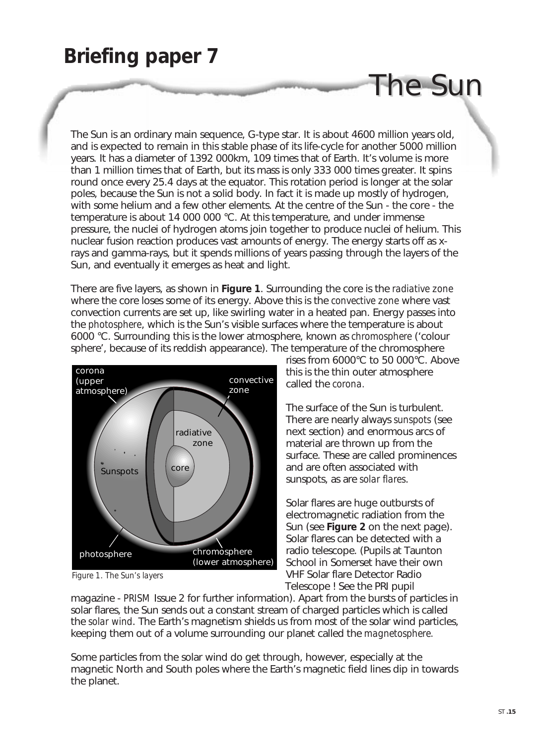# Briefing paper 7

## The Sun

The Sun is an ordinary main sequence, G-type star. It is about 4600 million years old, and is expected to remain in this stable phase of its life-cycle for another 5000 million years. It has a diameter of 1392 000km, 109 times that of Earth. It's volume is more than 1 million times that of Earth, but its mass is only 333 000 times greater. It spins round once every 25.4 days at the equator. This rotation period is longer at the solar poles, because the Sun is not a solid body. In fact it is made up mostly of hydrogen, with some helium and a few other elements. At the centre of the Sun - the core - the temperature is about 14 000 000 °C. At this temperature, and under immense pressure, the nuclei of hydrogen atoms join together to produce nuclei of helium. This nuclear fusion reaction produces vast amounts of energy. The energy starts off as x-rays and gamma-rays, but it spends millions of years passing through the layers of the Sun, and eventually it emerges as heat and light.

There are five layers, as shown in **Figure 1**. Surrounding the core is the *radiative zone* where the core loses some of its energy. Above this is the *convective zone* where vast convection currents are set up, like swirling water in a heated pan. Energy passes into the *photosphere*, which is the Sun's visible surfaces where the temperature is about 6000 °C. Surrounding this is the lower atmosphere, known as *chromosphere* ('colour sphere', because of its reddish appearance). The temperature of the chromosphere rises from 6000°C to 50 000°C. Above this is the thin outer atmosphere called the *corona*.

*Figure 1. The Sun's layers*

The surface of the Sun is turbulent. There are nearly always *sunspots* (see next section) and enormous arcs of material are thrown up from the surface. These are called prominences and are often associated with sunspots, as are *solar flares*.

Solar flares are huge outbursts of electromagnetic radiation from the Sun (see **Figure 2** on the next page). Solar flares can be detected with a radio telescope. (Pupils at Taunton School in Somerset have their own VHF Solar flare Detector Radio Telescope ! See the PRI pupil magazine - *PRISM* Issue 2 for further information). Apart from the bursts of particles in solar flares, the Sun sends out a constant stream of charged particles which is called the *solar wind*. The Earth's magnetism shields us from most of the solar wind particles, keeping them out of a volume surrounding our planet called the *magnetosphere*.

Some particles from the solar wind do get through, however, especially at the magnetic North and South poles where the Earth's magnetic field lines dip in towards the planet.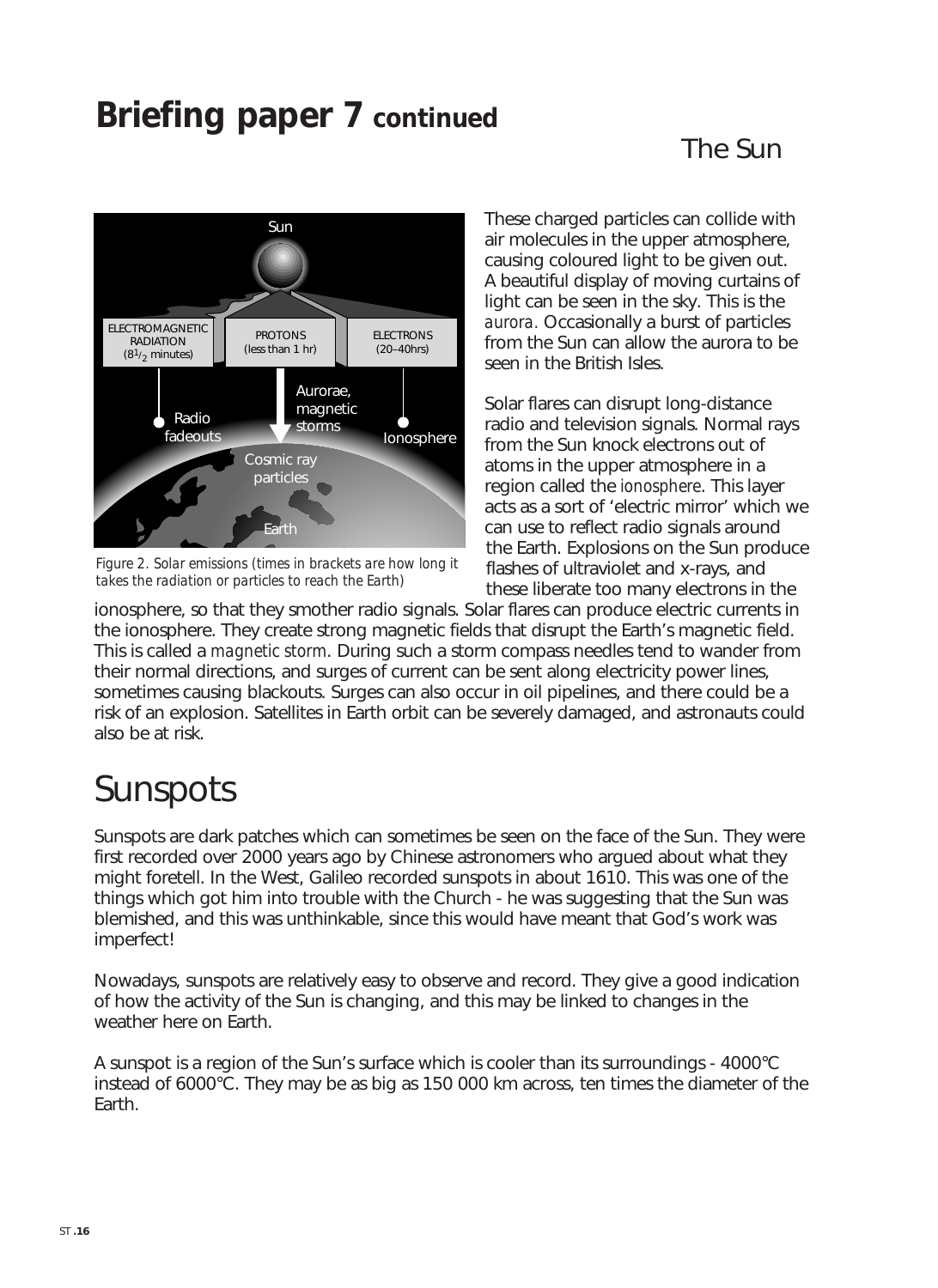# Briefing paper 7 continued

## The Sun

Figure 2. Solar emissions (times in brackets are how long it takes the radiation or particles to reach the Earth)

These charged particles can collide with air molecules in the upper atmosphere, causing coloured light to be given out. A beautiful display of moving curtains of light can be seen in the sky. This is the *aurora*. Occasionally a burst of particles from the Sun can allow the aurora to be seen in the British Isles.

Solar flares can disrupt long-distance radio and television signals. Normal rays from the Sun knock electrons out of atoms in the upper atmosphere in a region called the *ionosphere*. This layer acts as a sort of 'electric mirror' which we can use to reflect radio signals around the Earth. Explosions on the Sun produce flashes of ultraviolet and x-rays, and these liberate too many electrons in the ionosphere, so that they smother radio signals. Solar flares can produce electric currents in the ionosphere. They create strong magnetic fields that disrupt the Earth's magnetic field. This is called a *magnetic storm*. During such a storm compass needles tend to wander from their normal directions, and surges of current can be sent along electricity power lines, sometimes causing blackouts. Surges can also occur in oil pipelines, and there could be a risk of an explosion. Satellites in Earth orbit can be severely damaged, and astronauts could also be at risk.

# Sunspots

Sunspots are dark patches which can sometimes be seen on the face of the Sun. They were first recorded over 2000 years ago by Chinese astronomers who argued about what they might foretell. In the West, Galileo recorded sunspots in about 1610. This was one of the things which got him into trouble with the Church - he was suggesting that the Sun was blemished, and this was unthinkable, since this would have meant that God's work was imperfect!

Nowadays, sunspots are relatively easy to observe and record. They give a good indication of how the activity of the Sun is changing, and this may be linked to changes in the weather here on Earth.

A sunspot is a region of the Sun's surface which is cooler than its surroundings - 4000°C instead of 6000°C. They may be as big as 150 000 km across, ten times the diameter of the Earth.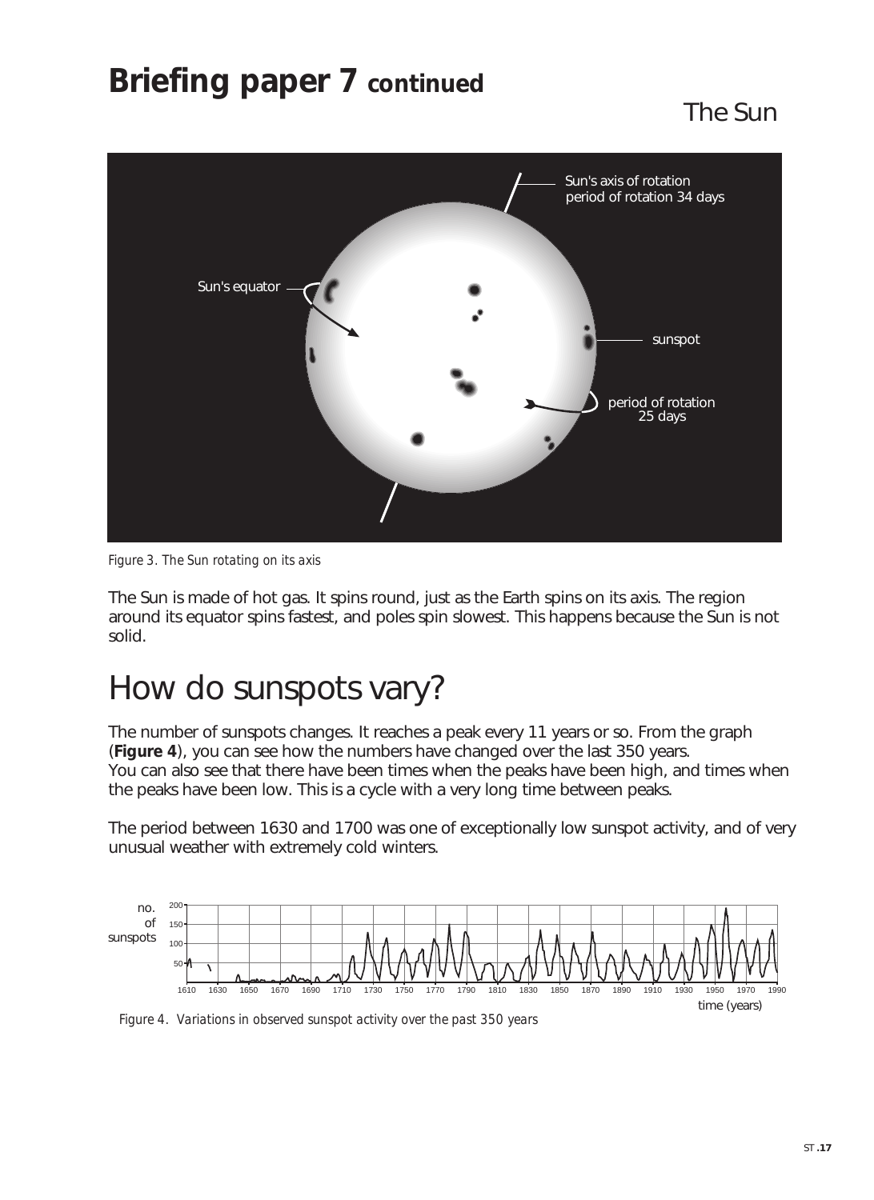# Briefing paper 7 continued

## The Sun

*Figure 3. The Sun rotating on its axis*

The Sun is made of hot gas. It spins round, just as the Earth spins on its axis. The region around its equator spins fastest, and poles spin slowest. This happens because the Sun is not solid.

# How do sunspots vary?

The number of sunspots changes. It reaches a peak every 11 years or so. From the graph (**Figure 4**), you can see how the numbers have changed over the last 350 years. You can also see that there have been times when the peaks have been high, and times when the peaks have been low. This is a cycle with a very long time between peaks.

The period between 1630 and 1700 was one of exceptionally low sunspot activity, and of very unusual weather with extremely cold winters.

*Figure 4. Variations in observed sunspot activity over the past 350 years*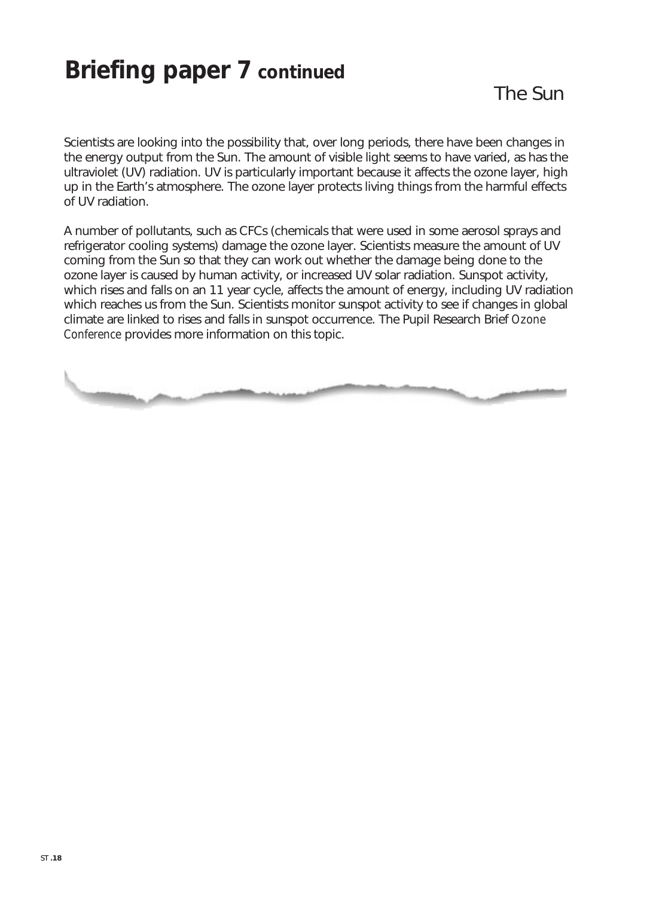# Briefing paper 7 continued

## The Sun

Scientists are looking into the possibility that, over long periods, there have been changes in the energy output from the Sun. The amount of visible light seems to have varied, as has the ultraviolet (UV) radiation. UV is particularly important because it affects the ozone layer, high up in the Earth's atmosphere. The ozone layer protects living things from the harmful effects of UV radiation.

A number of pollutants, such as CFCs (chemicals that were used in some aerosol sprays and refrigerator cooling systems) damage the ozone layer. Scientists measure the amount of UV coming from the Sun so that they can work out whether the damage being done to the ozone layer is caused by human activity, or increased UV solar radiation. Sunspot activity, which rises and falls on an 11 year cycle, affects the amount of energy, including UV radiation which reaches us from the Sun. Scientists monitor sunspot activity to see if changes in global climate are linked to rises and falls in sunspot occurrence. The Pupil Research Brief *Ozone Conference* provides more information on this topic.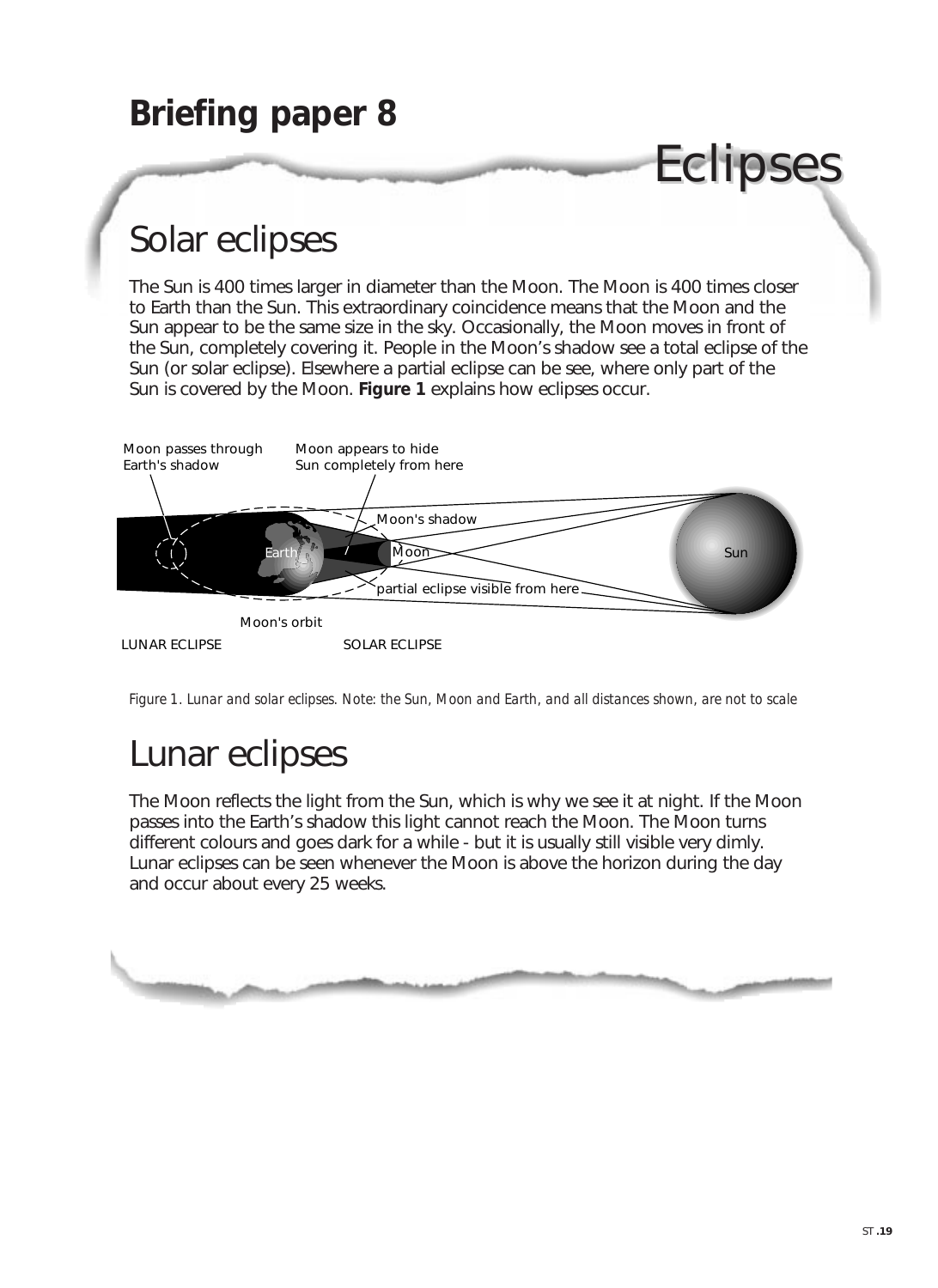# Briefing paper 8

# Eclipses

## Solar eclipses

The Sun is 400 times larger in diameter than the Moon. The Moon is 400 times closer to Earth than the Sun. This extraordinary coincidence means that the Moon and the Sun appear to be the same size in the sky. Occasionally, the Moon moves in front of the Sun, completely covering it. People in the Moon's shadow see a total eclipse of the Sun (or solar eclipse). Elsewhere a partial eclipse can be see, where only part of the Sun is covered by the Moon. **Figure 1** explains how eclipses occur.

Moon passes through Earth's shadow

Moon appears to hide Sun completely from here

Moon's shadow

Earth

Moon

Sun

partial eclipse visible from here

Moon's orbit

LUNAR ECLIPSE

SOLAR ECLIPSE

*Figure 1. Lunar and solar eclipses. Note: the Sun, Moon and Earth, and all distances shown, are not to scale*

## Lunar eclipses

The Moon reflects the light from the Sun, which is why we see it at night. If the Moon passes into the Earth's shadow this light cannot reach the Moon. The Moon turns different colours and goes dark for a while - but it is usually still visible very dimly. Lunar eclipses can be seen whenever the Moon is above the horizon during the day and occur about every 25 weeks.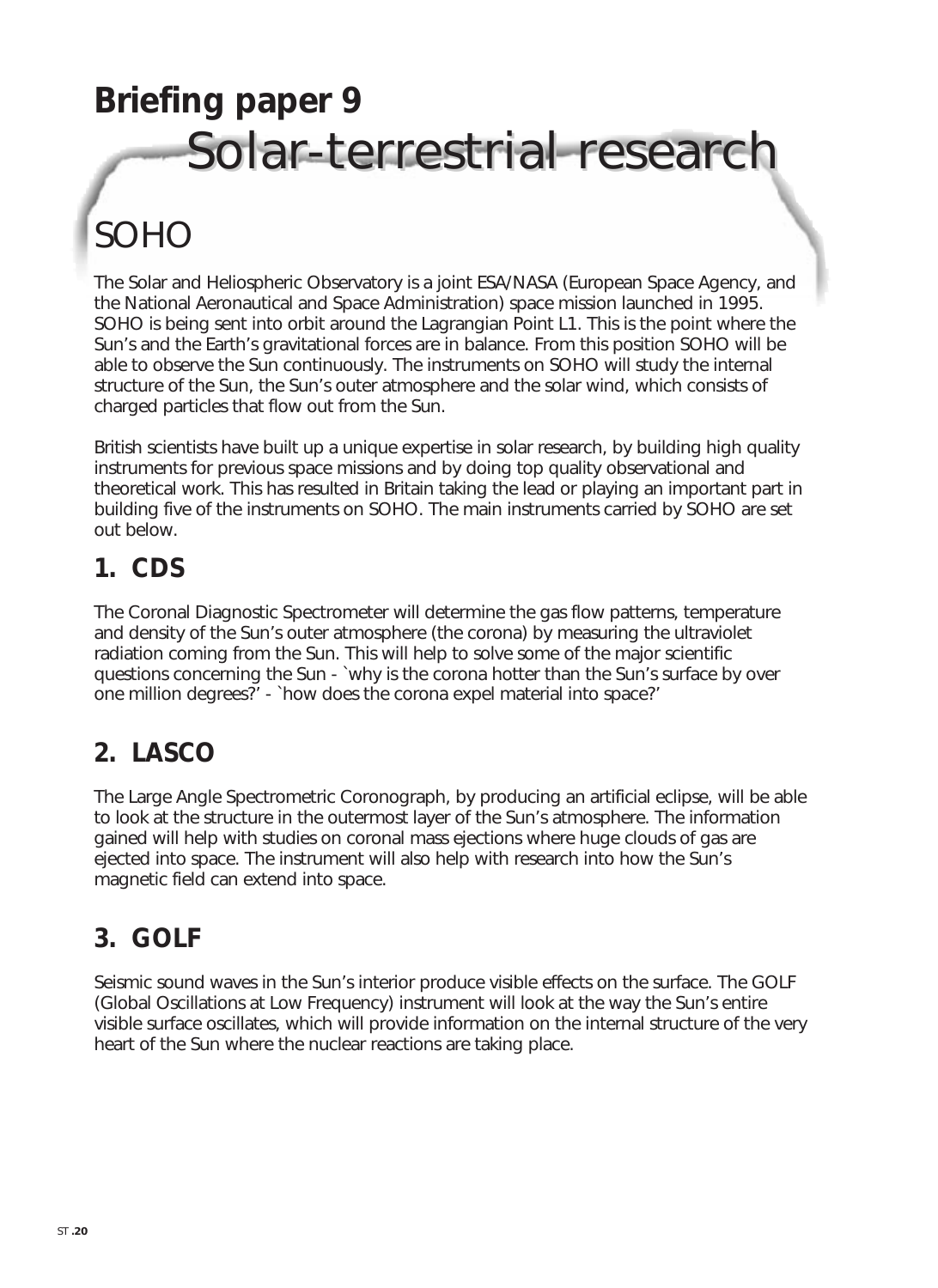# Briefing paper 9

# Solar-terrestrial research

## SOHO

The Solar and Heliospheric Observatory is a joint ESA/NASA (European Space Agency, and the National Aeronautical and Space Administration) space mission launched in 1995. SOHO is being sent into orbit around the Lagrangian Point L1. This is the point where the Sun's and the Earth's gravitational forces are in balance. From this position SOHO will be able to observe the Sun continuously. The instruments on SOHO will study the internal structure of the Sun, the Sun's outer atmosphere and the solar wind, which consists of charged particles that flow out from the Sun.

British scientists have built up a unique expertise in solar research, by building high quality instruments for previous space missions and by doing top quality observational and theoretical work. This has resulted in Britain taking the lead or playing an important part in building five of the instruments on SOHO. The main instruments carried by SOHO are set out below.

### 1. CDS

The Coronal Diagnostic Spectrometer will determine the gas flow patterns, temperature and density of the Sun's outer atmosphere (the corona) by measuring the ultraviolet radiation coming from the Sun. This will help to solve some of the major scientific questions concerning the Sun - `why is the corona hotter than the Sun's surface by over one million degrees?' - `how does the corona expel material into space?'

### 2. LASCO

The Large Angle Spectrometric Coronograph, by producing an artificial eclipse, will be able to look at the structure in the outermost layer of the Sun's atmosphere. The information gained will help with studies on coronal mass ejections where huge clouds of gas are ejected into space. The instrument will also help with research into how the Sun's magnetic field can extend into space.

### 3. GOLF

Seismic sound waves in the Sun's interior produce visible effects on the surface. The GOLF (Global Oscillations at Low Frequency) instrument will look at the way the Sun's entire visible surface oscillates, which will provide information on the internal structure of the very heart of the Sun where the nuclear reactions are taking place.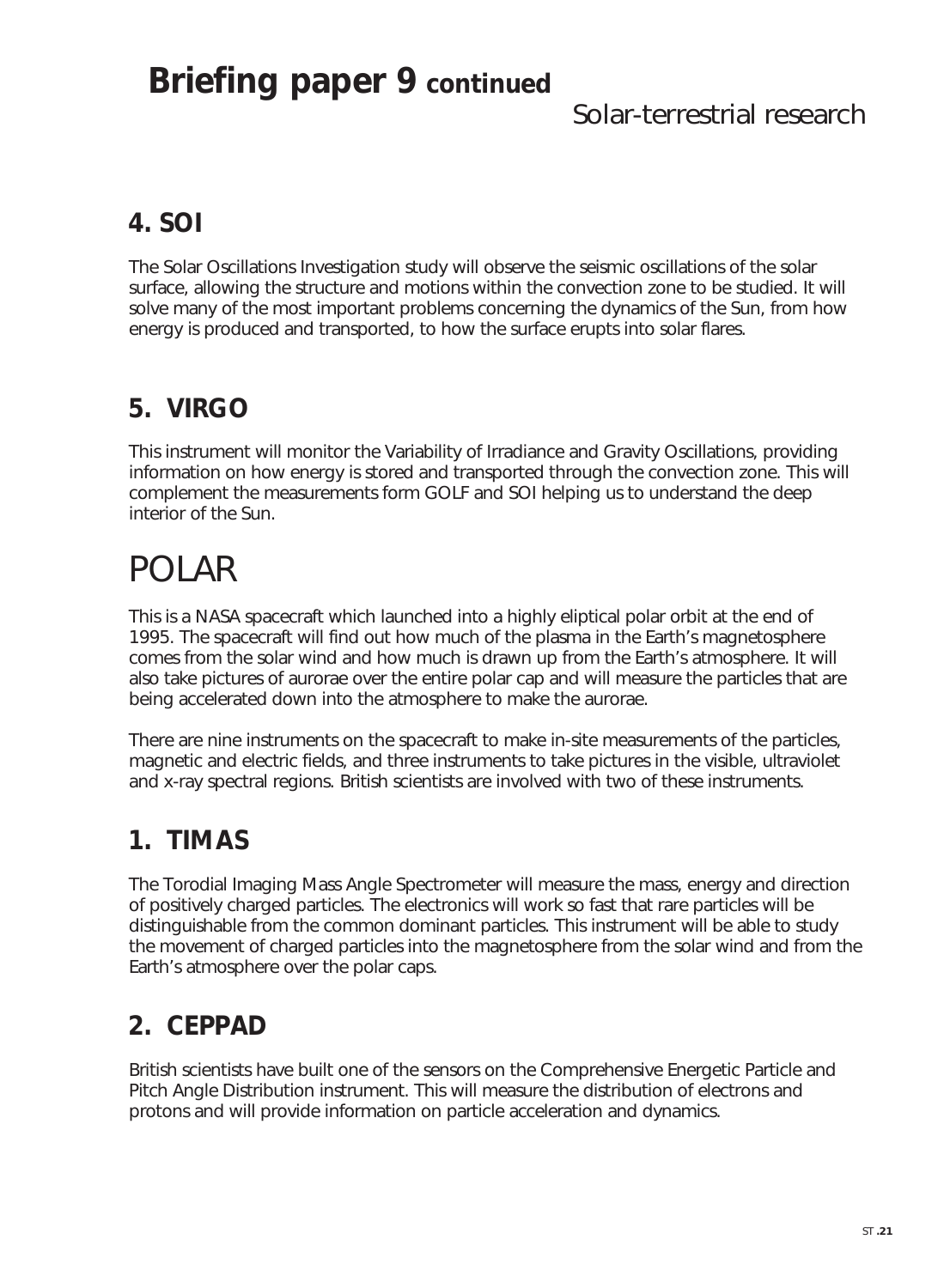# Briefing paper 9 continued

## Solar-terrestrial research

### 4. SOI

The Solar Oscillations Investigation study will observe the seismic oscillations of the solar surface, allowing the structure and motions within the convection zone to be studied. It will solve many of the most important problems concerning the dynamics of the Sun, from how energy is produced and transported, to how the surface erupts into solar flares.

### 5. VIRGO

This instrument will monitor the Variability of Irradiance and Gravity Oscillations, providing information on how energy is stored and transported through the convection zone. This will complement the measurements form GOLF and SOI helping us to understand the deep interior of the Sun.

## POLAR

This is a NASA spacecraft which launched into a highly eliptical polar orbit at the end of 1995. The spacecraft will find out how much of the plasma in the Earth's magnetosphere comes from the solar wind and how much is drawn up from the Earth's atmosphere. It will also take pictures of aurorae over the entire polar cap and will measure the particles that are being accelerated down into the atmosphere to make the aurorae.

There are nine instruments on the spacecraft to make in-site measurements of the particles, magnetic and electric fields, and three instruments to take pictures in the visible, ultraviolet and x-ray spectral regions. British scientists are involved with two of these instruments.

### 1. TIMAS

The Torodial Imaging Mass Angle Spectrometer will measure the mass, energy and direction of positively charged particles. The electronics will work so fast that rare particles will be distinguishable from the common dominant particles. This instrument will be able to study the movement of charged particles into the magnetosphere from the solar wind and from the Earth's atmosphere over the polar caps.

### 2. CEPPAD

British scientists have built one of the sensors on the Comprehensive Energetic Particle and Pitch Angle Distribution instrument. This will measure the distribution of electrons and protons and will provide information on particle acceleration and dynamics.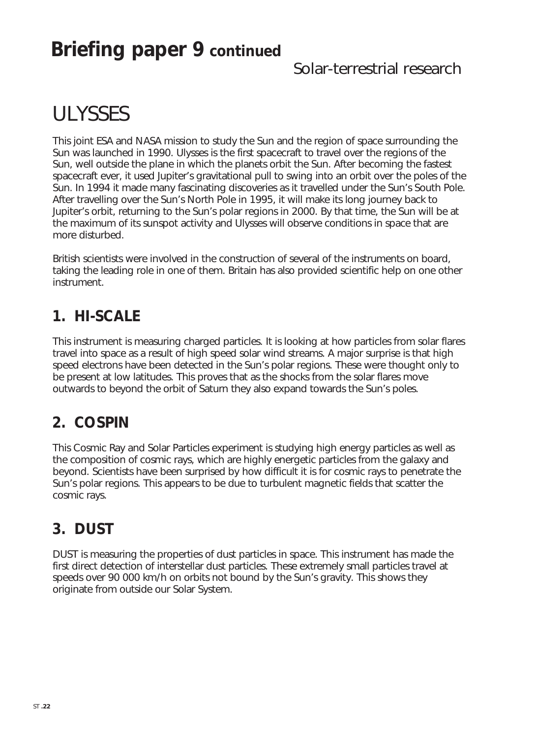# Briefing paper 9 continued

Solar-terrestrial research

# ULYSSES

This joint ESA and NASA mission to study the Sun and the region of space surrounding the Sun was launched in 1990. Ulysses is the first spacecraft to travel over the regions of the Sun, well outside the plane in which the planets orbit the Sun. After becoming the fastest spacecraft ever, it used Jupiter's gravitational pull to swing into an orbit over the poles of the Sun. In 1994 it made many fascinating discoveries as it travelled under the Sun's South Pole. After travelling over the Sun's North Pole in 1995, it will make its long journey back to Jupiter's orbit, returning to the Sun's polar regions in 2000. By that time, the Sun will be at the maximum of its sunspot activity and Ulysses will observe conditions in space that are more disturbed.

British scientists were involved in the construction of several of the instruments on board, taking the leading role in one of them. Britain has also provided scientific help on one other instrument.

## 1. HI-SCALE

This instrument is measuring charged particles. It is looking at how particles from solar flares travel into space as a result of high speed solar wind streams. A major surprise is that high speed electrons have been detected in the Sun's polar regions. These were thought only to be present at low latitudes. This proves that as the shocks from the solar flares move outwards to beyond the orbit of Saturn they also expand towards the Sun's poles.

## 2. COSPIN

This Cosmic Ray and Solar Particles experiment is studying high energy particles as well as the composition of cosmic rays, which are highly energetic particles from the galaxy and beyond. Scientists have been surprised by how difficult it is for cosmic rays to penetrate the Sun's polar regions. This appears to be due to turbulent magnetic fields that scatter the cosmic rays.

## 3. DUST

DUST is measuring the properties of dust particles in space. This instrument has made the first direct detection of interstellar dust particles. These extremely small particles travel at speeds over 90 000 km/h on orbits not bound by the Sun's gravity. This shows they originate from outside our Solar System.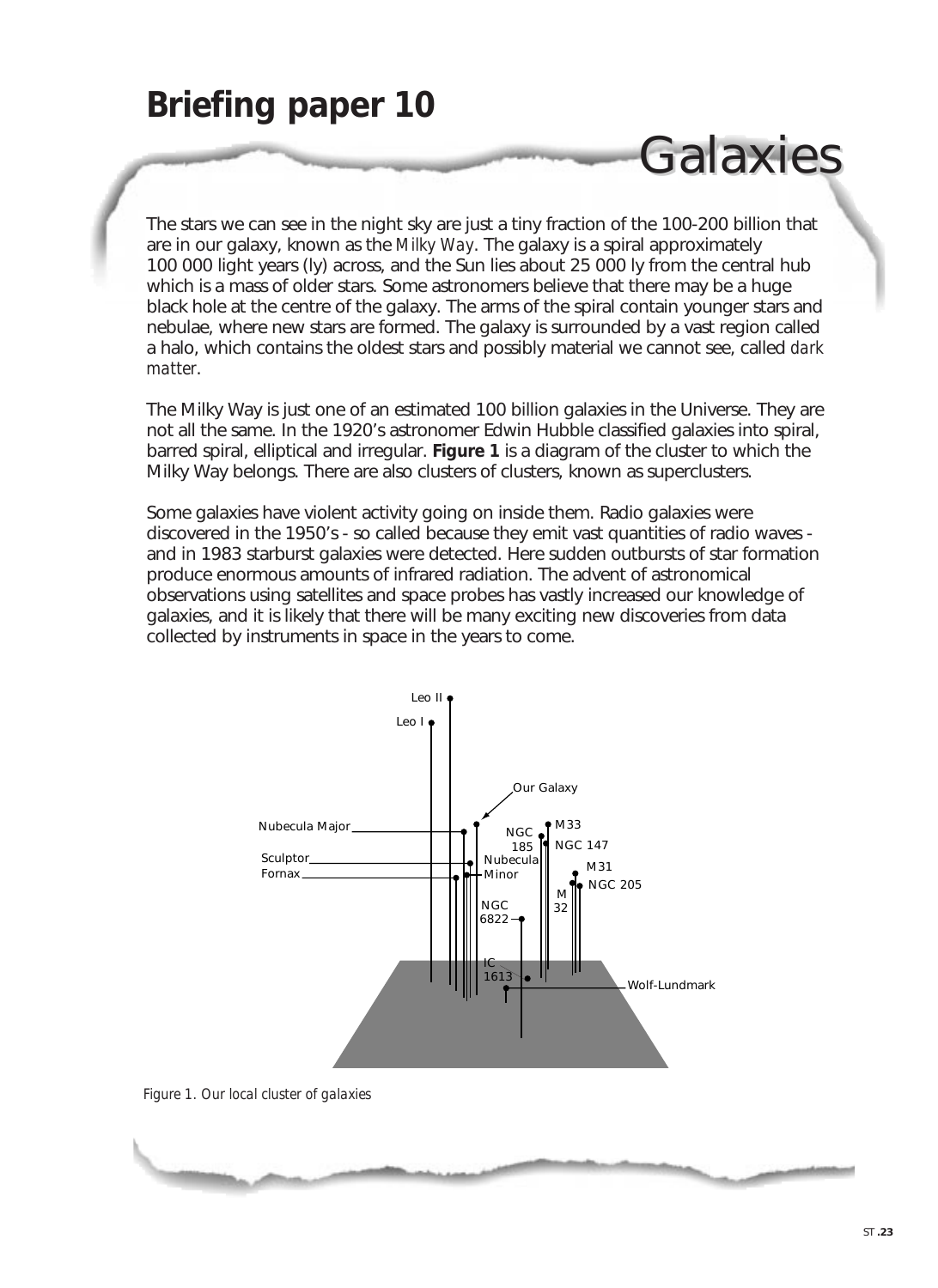# Briefing paper 10

## Galaxies

The stars we can see in the night sky are just a tiny fraction of the 100-200 billion that are in our galaxy, known as the *Milky Way*. The galaxy is a spiral approximately 100 000 light years (ly) across, and the Sun lies about 25 000 ly from the central hub which is a mass of older stars. Some astronomers believe that there may be a huge black hole at the centre of the galaxy. The arms of the spiral contain younger stars and nebulae, where new stars are formed. The galaxy is surrounded by a vast region called a halo, which contains the oldest stars and possibly material we cannot see, called *dark matter*.

The Milky Way is just one of an estimated 100 billion galaxies in the Universe. They are not all the same. In the 1920's astronomer Edwin Hubble classified galaxies into spiral, barred spiral, elliptical and irregular. **Figure 1** is a diagram of the cluster to which the Milky Way belongs. There are also clusters of clusters, known as superclusters.

Some galaxies have violent activity going on inside them. Radio galaxies were discovered in the 1950's - so called because they emit vast quantities of radio waves - and in 1983 starburst galaxies were detected. Here sudden outbursts of star formation produce enormous amounts of infrared radiation. The advent of astronomical observations using satellites and space probes has vastly increased our knowledge of galaxies, and it is likely that there will be many exciting new discoveries from data collected by instruments in space in the years to come.

Leo II, Leo I, Our Galaxy, Nubecula Major, Sculptor, Fornax, Nubecula Minor, NGC 185, M33, NGC 147, M31, NGC 205, M 32, NGC 6822, IC 1613, Wolf-Lundmark

*Figure 1. Our local cluster of galaxies*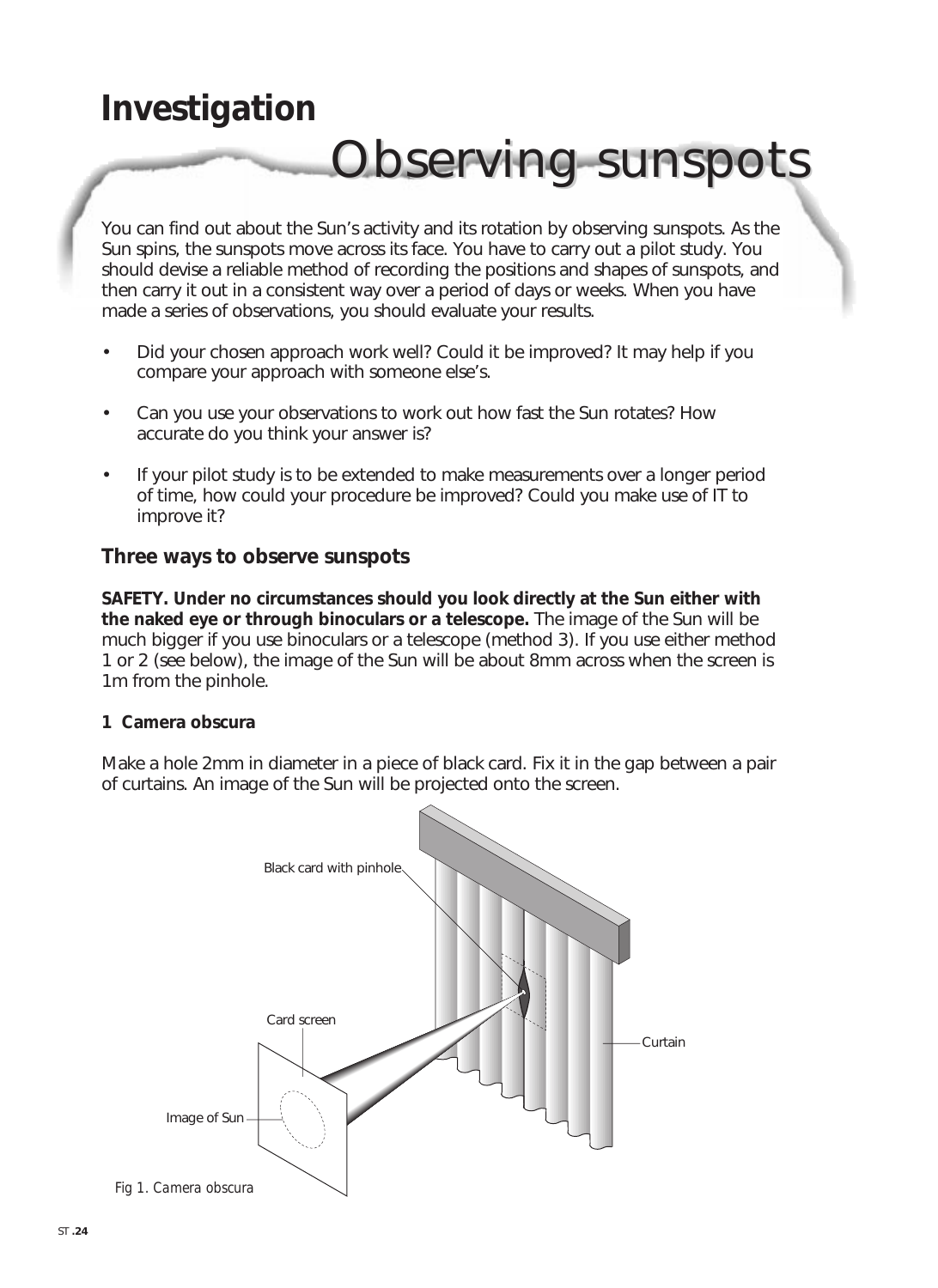# Investigation

## Observing sunspots

You can find out about the Sun's activity and its rotation by observing sunspots. As the Sun spins, the sunspots move across its face. You have to carry out a pilot study. You should devise a reliable method of recording the positions and shapes of sunspots, and then carry it out in a consistent way over a period of days or weeks. When you have made a series of observations, you should evaluate your results.

- Did your chosen approach work well? Could it be improved? It may help if you compare your approach with someone else's.
- Can you use your observations to work out how fast the Sun rotates? How accurate do you think your answer is?
- If your pilot study is to be extended to make measurements over a longer period of time, how could your procedure be improved? Could you make use of IT to improve it?

### Three ways to observe sunspots

**SAFETY. Under no circumstances should you look directly at the Sun either with the naked eye or through binoculars or a telescope.** The image of the Sun will be much bigger if you use binoculars or a telescope (method 3). If you use either method 1 or 2 (see below), the image of the Sun will be about 8mm across when the screen is 1m from the pinhole.

#### 1 Camera obscura

Make a hole 2mm in diameter in a piece of black card. Fix it in the gap between a pair of curtains. An image of the Sun will be projected onto the screen.

Black card with pinhole

Card screen

Curtain

Image of Sun

*Fig 1. Camera obscura*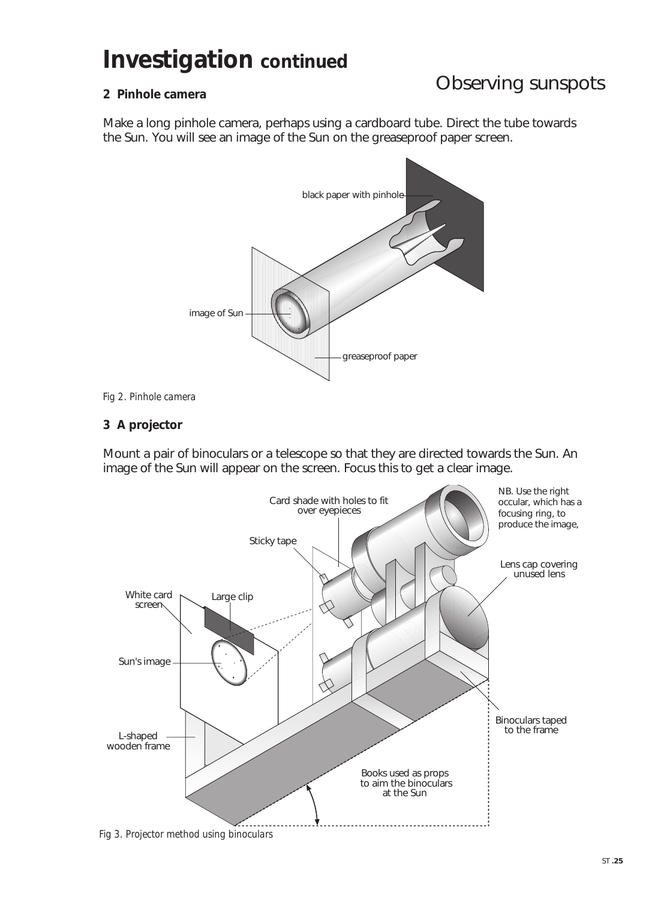# Investigation continued

## Observing sunspots

### 2 Pinhole camera

Make a long pinhole camera, perhaps using a cardboard tube. Direct the tube towards the Sun. You will see an image of the Sun on the greaseproof paper screen.

*Fig 2. Pinhole camera*

### 3 A projector

Mount a pair of binoculars or a telescope so that they are directed towards the Sun. An image of the Sun will appear on the screen. Focus this to get a clear image.

*Fig 3. Projector method using binoculars*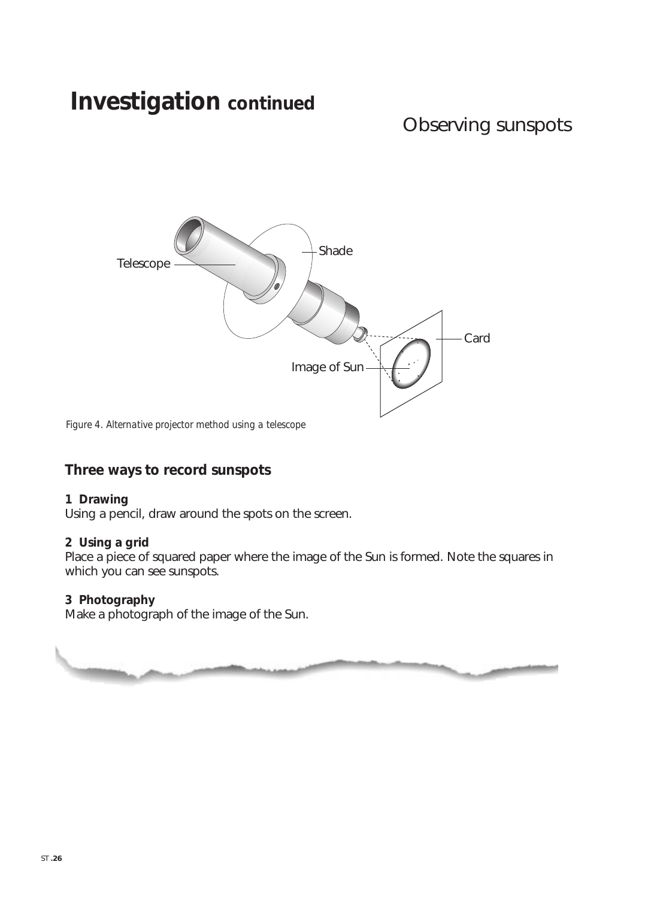# Investigation continued

## Observing sunspots

Telescope

Shade

Card

Image of Sun

*Figure 4. Alternative projector method using a telescope*

### Three ways to record sunspots

**1 Drawing**
Using a pencil, draw around the spots on the screen.

**2 Using a grid**
Place a piece of squared paper where the image of the Sun is formed. Note the squares in which you can see sunspots.

**3 Photography**
Make a photograph of the image of the Sun.